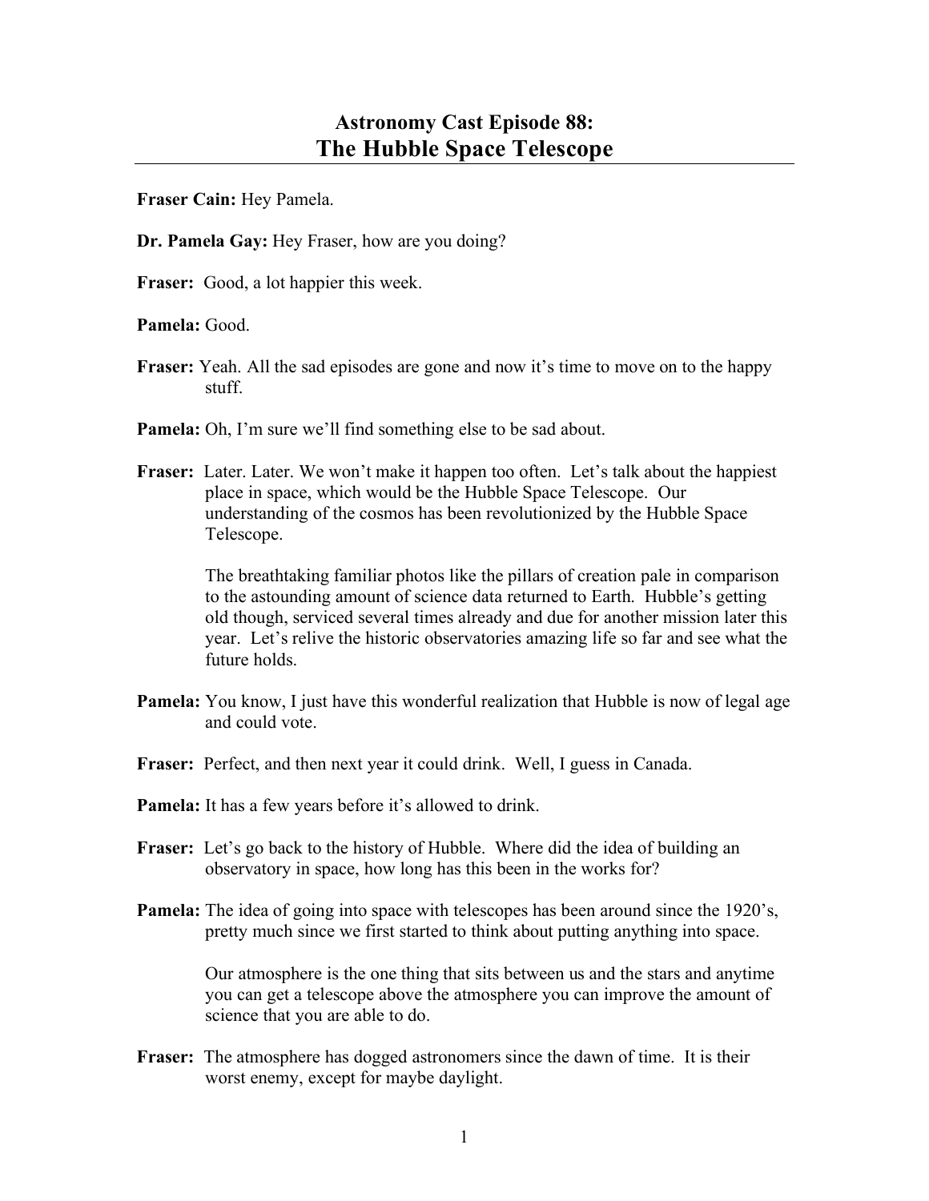# Astronomy Cast Episode 88:
## The Hubble Space Telescope

**Fraser Cain:** Hey Pamela.

**Dr. Pamela Gay:** Hey Fraser, how are you doing?

**Fraser:** Good, a lot happier this week.

**Pamela:** Good.

**Fraser:** Yeah. All the sad episodes are gone and now it's time to move on to the happy stuff.

**Pamela:** Oh, I'm sure we'll find something else to be sad about.

**Fraser:** Later. Later. We won't make it happen too often. Let's talk about the happiest place in space, which would be the Hubble Space Telescope. Our understanding of the cosmos has been revolutionized by the Hubble Space Telescope.

The breathtaking familiar photos like the pillars of creation pale in comparison to the astounding amount of science data returned to Earth. Hubble's getting old though, serviced several times already and due for another mission later this year. Let's relive the historic observatories amazing life so far and see what the future holds.

**Pamela:** You know, I just have this wonderful realization that Hubble is now of legal age and could vote.

**Fraser:** Perfect, and then next year it could drink. Well, I guess in Canada.

**Pamela:** It has a few years before it's allowed to drink.

**Fraser:** Let's go back to the history of Hubble. Where did the idea of building an observatory in space, how long has this been in the works for?

**Pamela:** The idea of going into space with telescopes has been around since the 1920's, pretty much since we first started to think about putting anything into space.

Our atmosphere is the one thing that sits between us and the stars and anytime you can get a telescope above the atmosphere you can improve the amount of science that you are able to do.

**Fraser:** The atmosphere has dogged astronomers since the dawn of time. It is their worst enemy, except for maybe daylight.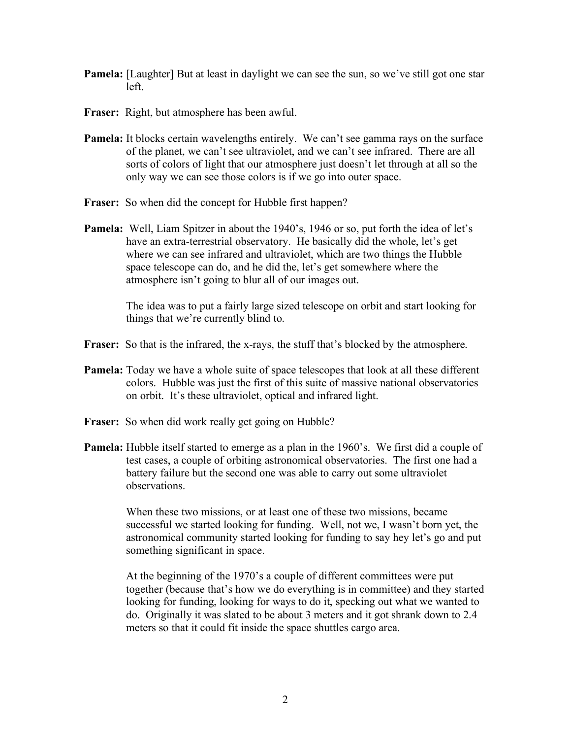**Pamela:** [Laughter] But at least in daylight we can see the sun, so we've still got one star left.

**Fraser:** Right, but atmosphere has been awful.

**Pamela:** It blocks certain wavelengths entirely. We can't see gamma rays on the surface of the planet, we can't see ultraviolet, and we can't see infrared. There are all sorts of colors of light that our atmosphere just doesn't let through at all so the only way we can see those colors is if we go into outer space.

**Fraser:** So when did the concept for Hubble first happen?

**Pamela:** Well, Liam Spitzer in about the 1940's, 1946 or so, put forth the idea of let's have an extra-terrestrial observatory. He basically did the whole, let's get where we can see infrared and ultraviolet, which are two things the Hubble space telescope can do, and he did the, let's get somewhere where the atmosphere isn't going to blur all of our images out.

The idea was to put a fairly large sized telescope on orbit and start looking for things that we're currently blind to.

**Fraser:** So that is the infrared, the x-rays, the stuff that's blocked by the atmosphere.

**Pamela:** Today we have a whole suite of space telescopes that look at all these different colors. Hubble was just the first of this suite of massive national observatories on orbit. It's these ultraviolet, optical and infrared light.

**Fraser:** So when did work really get going on Hubble?

**Pamela:** Hubble itself started to emerge as a plan in the 1960's. We first did a couple of test cases, a couple of orbiting astronomical observatories. The first one had a battery failure but the second one was able to carry out some ultraviolet observations.

When these two missions, or at least one of these two missions, became successful we started looking for funding. Well, not we, I wasn't born yet, the astronomical community started looking for funding to say hey let's go and put something significant in space.

At the beginning of the 1970's a couple of different committees were put together (because that's how we do everything is in committee) and they started looking for funding, looking for ways to do it, specking out what we wanted to do. Originally it was slated to be about 3 meters and it got shrank down to 2.4 meters so that it could fit inside the space shuttles cargo area.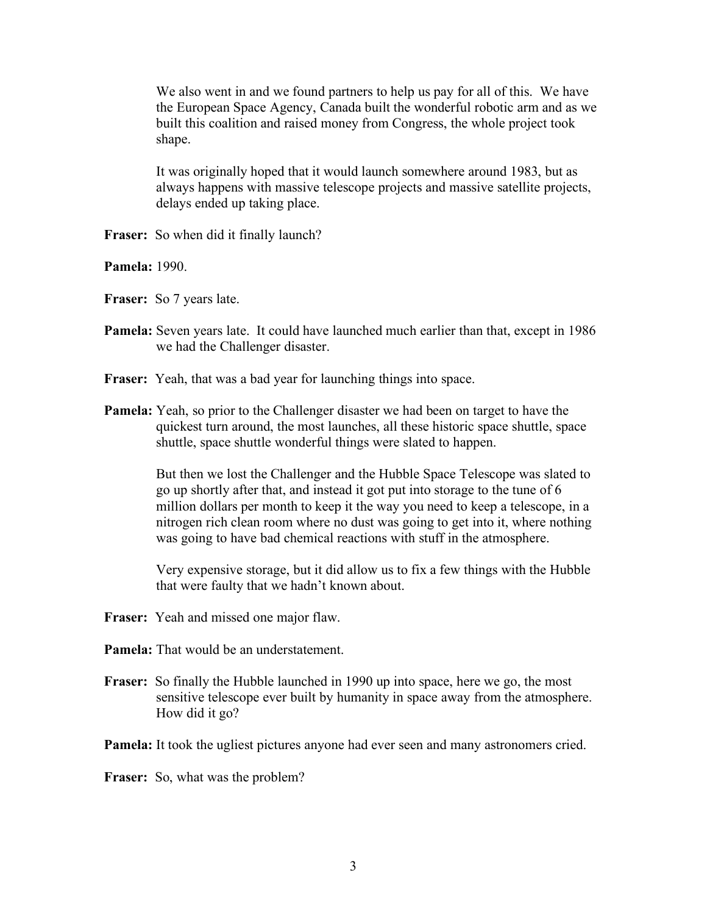We also went in and we found partners to help us pay for all of this. We have the European Space Agency, Canada built the wonderful robotic arm and as we built this coalition and raised money from Congress, the whole project took shape.

It was originally hoped that it would launch somewhere around 1983, but as always happens with massive telescope projects and massive satellite projects, delays ended up taking place.

**Fraser:** So when did it finally launch?

**Pamela:** 1990.

**Fraser:** So 7 years late.

**Pamela:** Seven years late. It could have launched much earlier than that, except in 1986 we had the Challenger disaster.

**Fraser:** Yeah, that was a bad year for launching things into space.

**Pamela:** Yeah, so prior to the Challenger disaster we had been on target to have the quickest turn around, the most launches, all these historic space shuttle, space shuttle, space shuttle wonderful things were slated to happen.

But then we lost the Challenger and the Hubble Space Telescope was slated to go up shortly after that, and instead it got put into storage to the tune of 6 million dollars per month to keep it the way you need to keep a telescope, in a nitrogen rich clean room where no dust was going to get into it, where nothing was going to have bad chemical reactions with stuff in the atmosphere.

Very expensive storage, but it did allow us to fix a few things with the Hubble that were faulty that we hadn't known about.

**Fraser:** Yeah and missed one major flaw.

**Pamela:** That would be an understatement.

**Fraser:** So finally the Hubble launched in 1990 up into space, here we go, the most sensitive telescope ever built by humanity in space away from the atmosphere. How did it go?

**Pamela:** It took the ugliest pictures anyone had ever seen and many astronomers cried.

**Fraser:** So, what was the problem?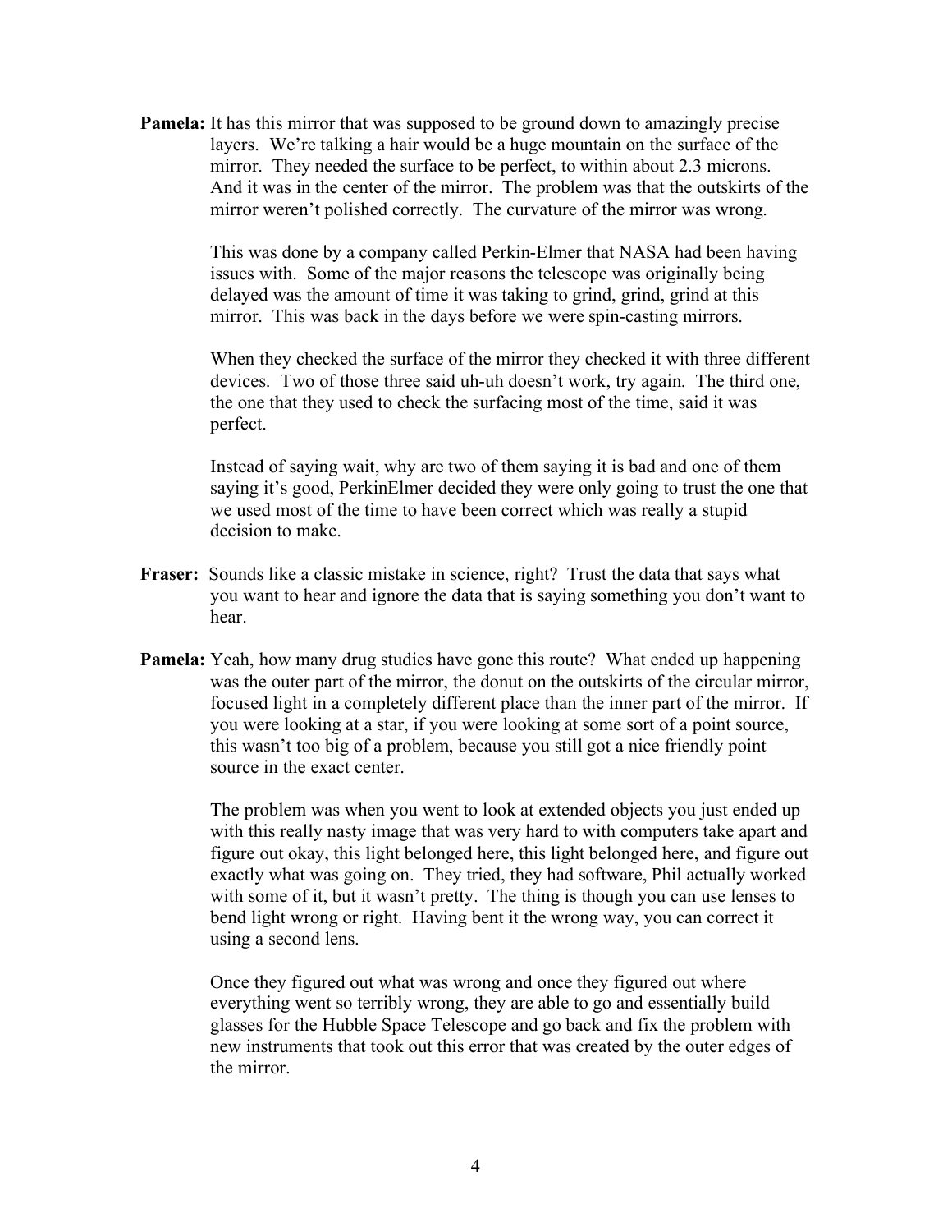**Pamela:** It has this mirror that was supposed to be ground down to amazingly precise layers. We're talking a hair would be a huge mountain on the surface of the mirror. They needed the surface to be perfect, to within about 2.3 microns. And it was in the center of the mirror. The problem was that the outskirts of the mirror weren't polished correctly. The curvature of the mirror was wrong.

This was done by a company called Perkin-Elmer that NASA had been having issues with. Some of the major reasons the telescope was originally being delayed was the amount of time it was taking to grind, grind, grind at this mirror. This was back in the days before we were spin-casting mirrors.

When they checked the surface of the mirror they checked it with three different devices. Two of those three said uh-uh doesn't work, try again. The third one, the one that they used to check the surfacing most of the time, said it was perfect.

Instead of saying wait, why are two of them saying it is bad and one of them saying it's good, PerkinElmer decided they were only going to trust the one that we used most of the time to have been correct which was really a stupid decision to make.

**Fraser:** Sounds like a classic mistake in science, right? Trust the data that says what you want to hear and ignore the data that is saying something you don't want to hear.

**Pamela:** Yeah, how many drug studies have gone this route? What ended up happening was the outer part of the mirror, the donut on the outskirts of the circular mirror, focused light in a completely different place than the inner part of the mirror. If you were looking at a star, if you were looking at some sort of a point source, this wasn't too big of a problem, because you still got a nice friendly point source in the exact center.

The problem was when you went to look at extended objects you just ended up with this really nasty image that was very hard to with computers take apart and figure out okay, this light belonged here, this light belonged here, and figure out exactly what was going on. They tried, they had software, Phil actually worked with some of it, but it wasn't pretty. The thing is though you can use lenses to bend light wrong or right. Having bent it the wrong way, you can correct it using a second lens.

Once they figured out what was wrong and once they figured out where everything went so terribly wrong, they are able to go and essentially build glasses for the Hubble Space Telescope and go back and fix the problem with new instruments that took out this error that was created by the outer edges of the mirror.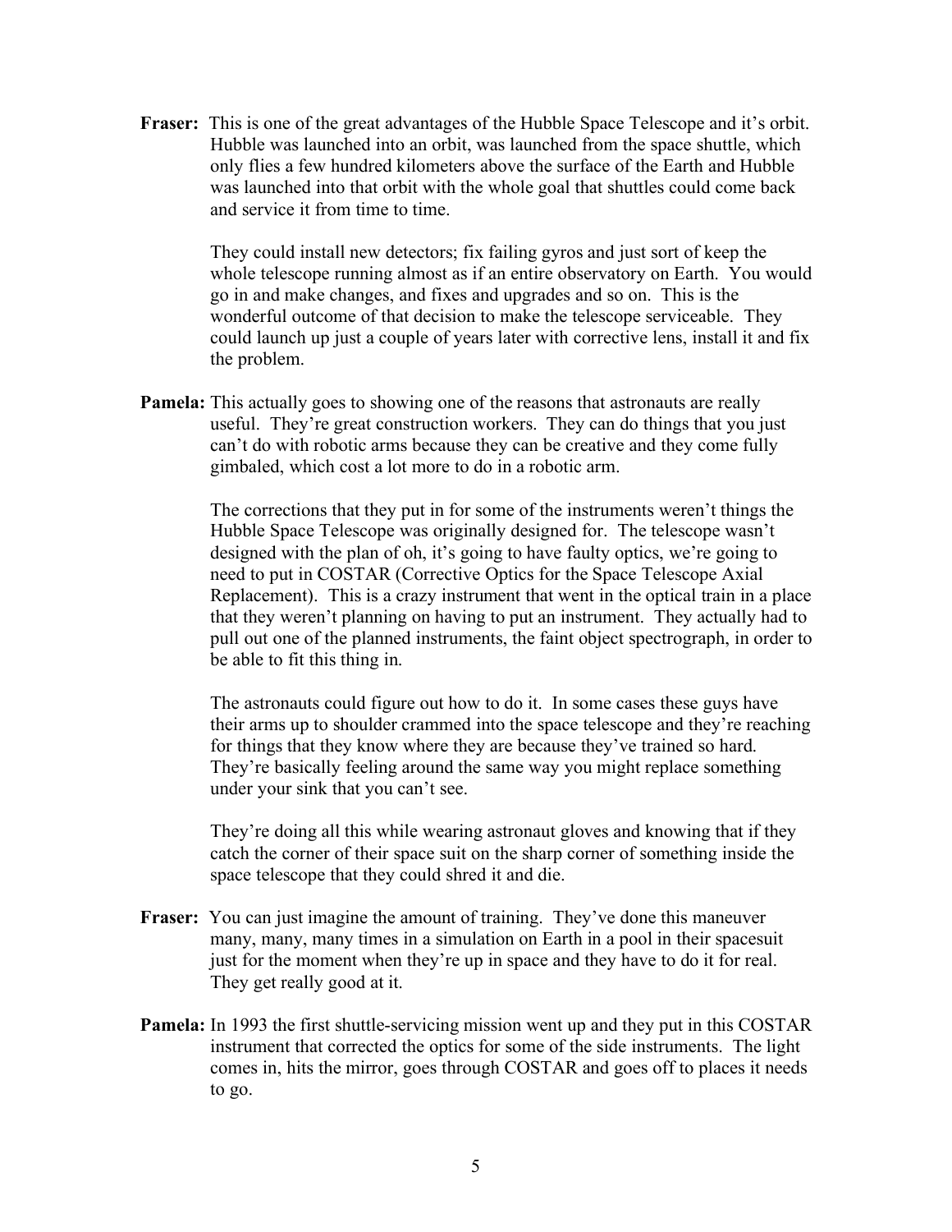**Fraser:** This is one of the great advantages of the Hubble Space Telescope and it's orbit. Hubble was launched into an orbit, was launched from the space shuttle, which only flies a few hundred kilometers above the surface of the Earth and Hubble was launched into that orbit with the whole goal that shuttles could come back and service it from time to time.

They could install new detectors; fix failing gyros and just sort of keep the whole telescope running almost as if an entire observatory on Earth. You would go in and make changes, and fixes and upgrades and so on. This is the wonderful outcome of that decision to make the telescope serviceable. They could launch up just a couple of years later with corrective lens, install it and fix the problem.

**Pamela:** This actually goes to showing one of the reasons that astronauts are really useful. They're great construction workers. They can do things that you just can't do with robotic arms because they can be creative and they come fully gimbaled, which cost a lot more to do in a robotic arm.

The corrections that they put in for some of the instruments weren't things the Hubble Space Telescope was originally designed for. The telescope wasn't designed with the plan of oh, it's going to have faulty optics, we're going to need to put in COSTAR (Corrective Optics for the Space Telescope Axial Replacement). This is a crazy instrument that went in the optical train in a place that they weren't planning on having to put an instrument. They actually had to pull out one of the planned instruments, the faint object spectrograph, in order to be able to fit this thing in.

The astronauts could figure out how to do it. In some cases these guys have their arms up to shoulder crammed into the space telescope and they're reaching for things that they know where they are because they've trained so hard. They're basically feeling around the same way you might replace something under your sink that you can't see.

They're doing all this while wearing astronaut gloves and knowing that if they catch the corner of their space suit on the sharp corner of something inside the space telescope that they could shred it and die.

**Fraser:** You can just imagine the amount of training. They've done this maneuver many, many, many times in a simulation on Earth in a pool in their spacesuit just for the moment when they're up in space and they have to do it for real. They get really good at it.

**Pamela:** In 1993 the first shuttle-servicing mission went up and they put in this COSTAR instrument that corrected the optics for some of the side instruments. The light comes in, hits the mirror, goes through COSTAR and goes off to places it needs to go.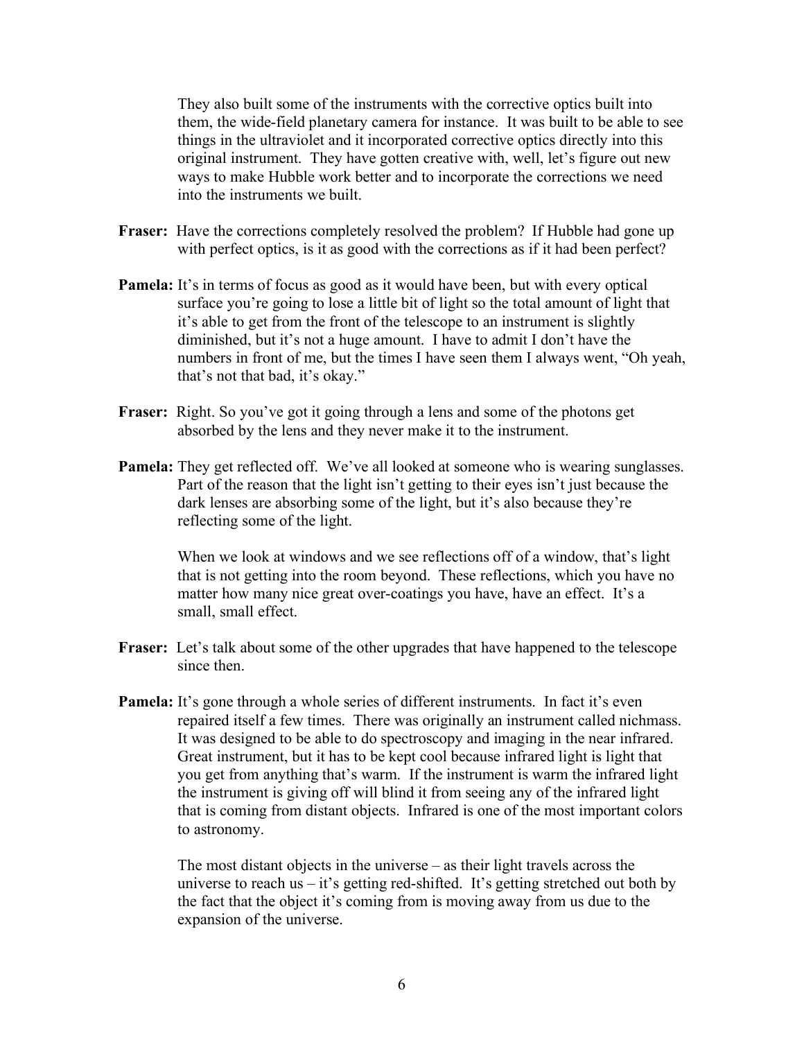They also built some of the instruments with the corrective optics built into them, the wide-field planetary camera for instance. It was built to be able to see things in the ultraviolet and it incorporated corrective optics directly into this original instrument. They have gotten creative with, well, let's figure out new ways to make Hubble work better and to incorporate the corrections we need into the instruments we built.

**Fraser:** Have the corrections completely resolved the problem? If Hubble had gone up with perfect optics, is it as good with the corrections as if it had been perfect?

**Pamela:** It's in terms of focus as good as it would have been, but with every optical surface you're going to lose a little bit of light so the total amount of light that it's able to get from the front of the telescope to an instrument is slightly diminished, but it's not a huge amount. I have to admit I don't have the numbers in front of me, but the times I have seen them I always went, "Oh yeah, that's not that bad, it's okay."

**Fraser:** Right. So you've got it going through a lens and some of the photons get absorbed by the lens and they never make it to the instrument.

**Pamela:** They get reflected off. We've all looked at someone who is wearing sunglasses. Part of the reason that the light isn't getting to their eyes isn't just because the dark lenses are absorbing some of the light, but it's also because they're reflecting some of the light.

When we look at windows and we see reflections off of a window, that's light that is not getting into the room beyond. These reflections, which you have no matter how many nice great over-coatings you have, have an effect. It's a small, small effect.

**Fraser:** Let's talk about some of the other upgrades that have happened to the telescope since then.

**Pamela:** It's gone through a whole series of different instruments. In fact it's even repaired itself a few times. There was originally an instrument called nichmass. It was designed to be able to do spectroscopy and imaging in the near infrared. Great instrument, but it has to be kept cool because infrared light is light that you get from anything that's warm. If the instrument is warm the infrared light the instrument is giving off will blind it from seeing any of the infrared light that is coming from distant objects. Infrared is one of the most important colors to astronomy.

The most distant objects in the universe – as their light travels across the universe to reach us – it's getting red-shifted. It's getting stretched out both by the fact that the object it's coming from is moving away from us due to the expansion of the universe.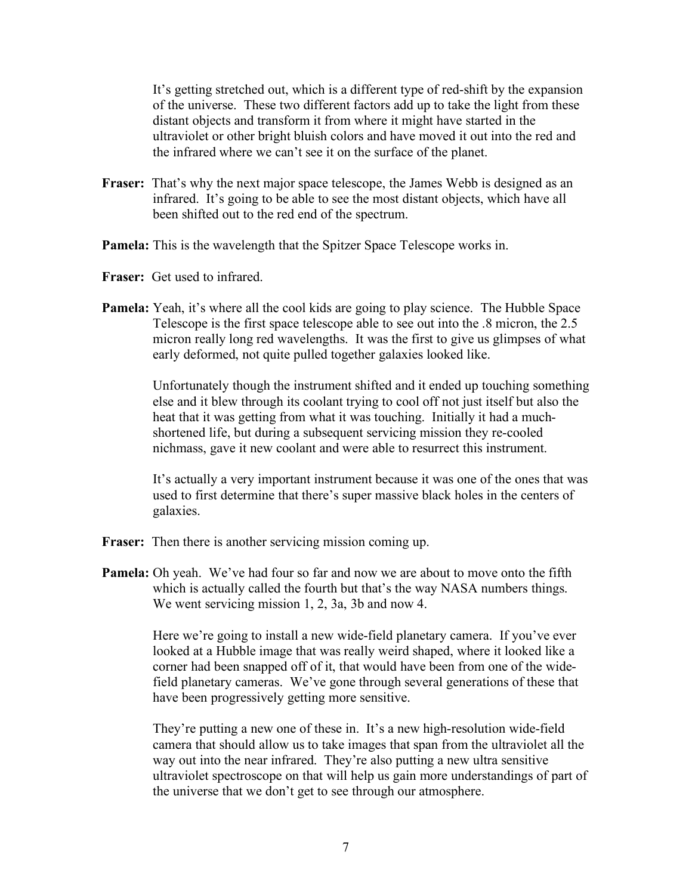It's getting stretched out, which is a different type of red-shift by the expansion of the universe. These two different factors add up to take the light from these distant objects and transform it from where it might have started in the ultraviolet or other bright bluish colors and have moved it out into the red and the infrared where we can't see it on the surface of the planet.

**Fraser:** That's why the next major space telescope, the James Webb is designed as an infrared. It's going to be able to see the most distant objects, which have all been shifted out to the red end of the spectrum.

**Pamela:** This is the wavelength that the Spitzer Space Telescope works in.

**Fraser:** Get used to infrared.

**Pamela:** Yeah, it's where all the cool kids are going to play science. The Hubble Space Telescope is the first space telescope able to see out into the .8 micron, the 2.5 micron really long red wavelengths. It was the first to give us glimpses of what early deformed, not quite pulled together galaxies looked like.

Unfortunately though the instrument shifted and it ended up touching something else and it blew through its coolant trying to cool off not just itself but also the heat that it was getting from what it was touching. Initially it had a much-shortened life, but during a subsequent servicing mission they re-cooled nichmass, gave it new coolant and were able to resurrect this instrument.

It's actually a very important instrument because it was one of the ones that was used to first determine that there's super massive black holes in the centers of galaxies.

**Fraser:** Then there is another servicing mission coming up.

**Pamela:** Oh yeah. We've had four so far and now we are about to move onto the fifth which is actually called the fourth but that's the way NASA numbers things. We went servicing mission 1, 2, 3a, 3b and now 4.

Here we're going to install a new wide-field planetary camera. If you've ever looked at a Hubble image that was really weird shaped, where it looked like a corner had been snapped off of it, that would have been from one of the wide-field planetary cameras. We've gone through several generations of these that have been progressively getting more sensitive.

They're putting a new one of these in. It's a new high-resolution wide-field camera that should allow us to take images that span from the ultraviolet all the way out into the near infrared. They're also putting a new ultra sensitive ultraviolet spectroscope on that will help us gain more understandings of part of the universe that we don't get to see through our atmosphere.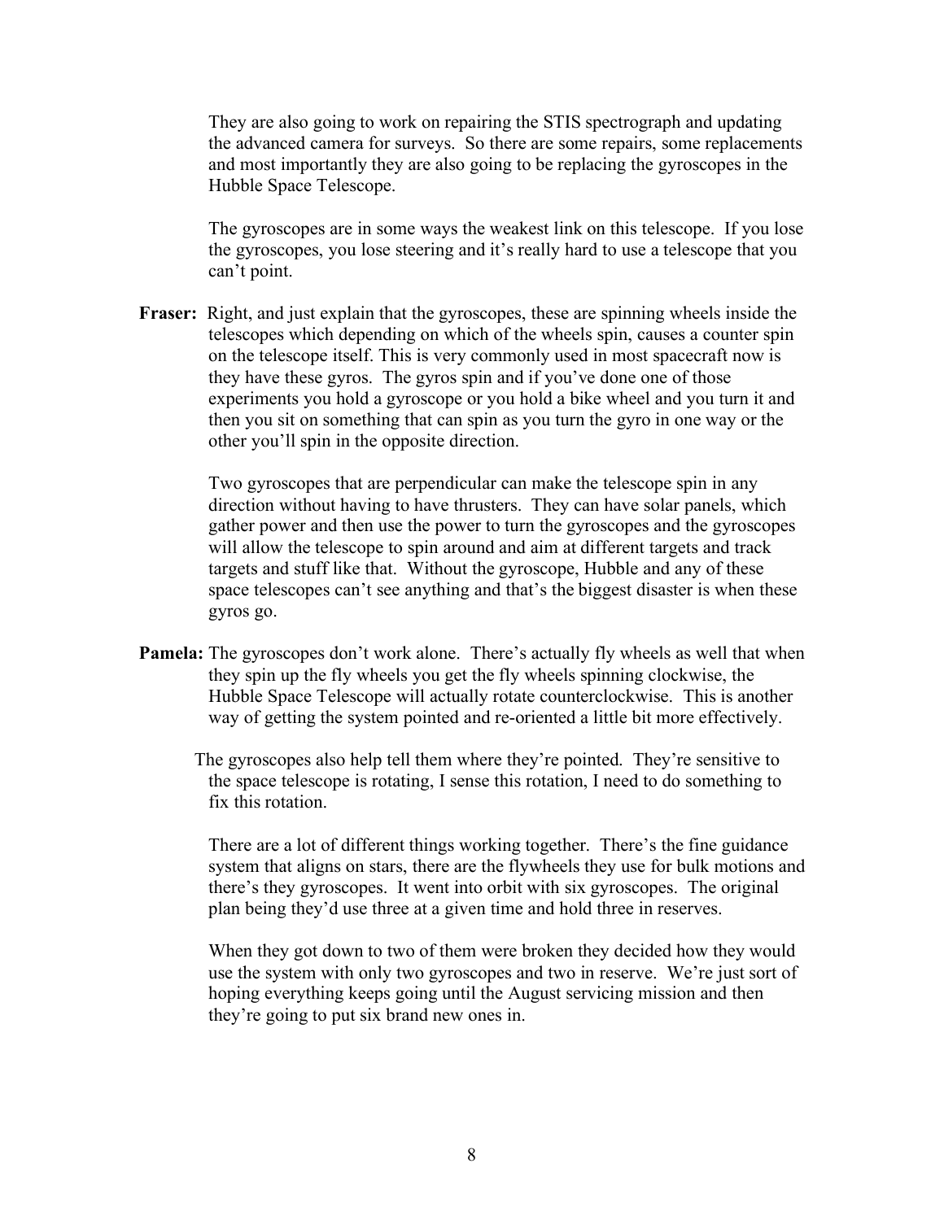They are also going to work on repairing the STIS spectrograph and updating the advanced camera for surveys. So there are some repairs, some replacements and most importantly they are also going to be replacing the gyroscopes in the Hubble Space Telescope.

The gyroscopes are in some ways the weakest link on this telescope. If you lose the gyroscopes, you lose steering and it's really hard to use a telescope that you can't point.

**Fraser:** Right, and just explain that the gyroscopes, these are spinning wheels inside the telescopes which depending on which of the wheels spin, causes a counter spin on the telescope itself. This is very commonly used in most spacecraft now is they have these gyros. The gyros spin and if you've done one of those experiments you hold a gyroscope or you hold a bike wheel and you turn it and then you sit on something that can spin as you turn the gyro in one way or the other you'll spin in the opposite direction.

Two gyroscopes that are perpendicular can make the telescope spin in any direction without having to have thrusters. They can have solar panels, which gather power and then use the power to turn the gyroscopes and the gyroscopes will allow the telescope to spin around and aim at different targets and track targets and stuff like that. Without the gyroscope, Hubble and any of these space telescopes can't see anything and that's the biggest disaster is when these gyros go.

**Pamela:** The gyroscopes don't work alone. There's actually fly wheels as well that when they spin up the fly wheels you get the fly wheels spinning clockwise, the Hubble Space Telescope will actually rotate counterclockwise. This is another way of getting the system pointed and re-oriented a little bit more effectively.

The gyroscopes also help tell them where they're pointed. They're sensitive to the space telescope is rotating, I sense this rotation, I need to do something to fix this rotation.

There are a lot of different things working together. There's the fine guidance system that aligns on stars, there are the flywheels they use for bulk motions and there's they gyroscopes. It went into orbit with six gyroscopes. The original plan being they'd use three at a given time and hold three in reserves.

When they got down to two of them were broken they decided how they would use the system with only two gyroscopes and two in reserve. We're just sort of hoping everything keeps going until the August servicing mission and then they're going to put six brand new ones in.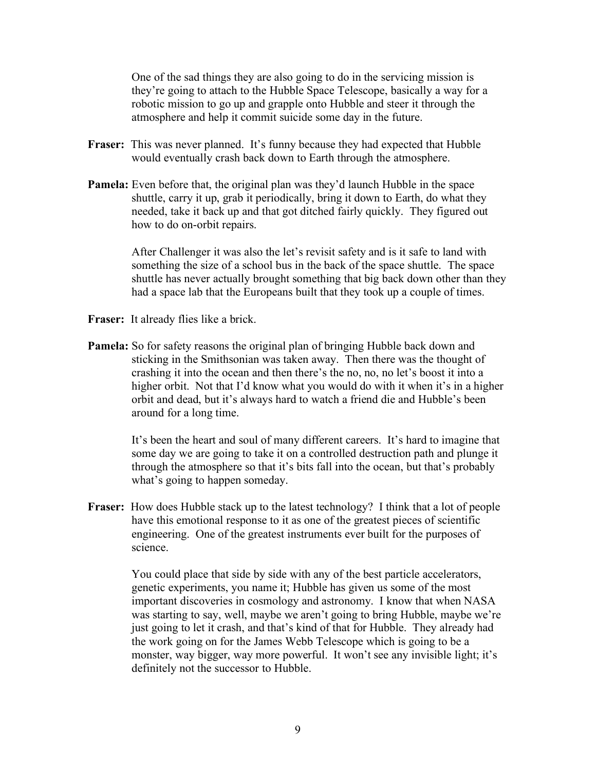One of the sad things they are also going to do in the servicing mission is they're going to attach to the Hubble Space Telescope, basically a way for a robotic mission to go up and grapple onto Hubble and steer it through the atmosphere and help it commit suicide some day in the future.

**Fraser:** This was never planned. It's funny because they had expected that Hubble would eventually crash back down to Earth through the atmosphere.

**Pamela:** Even before that, the original plan was they'd launch Hubble in the space shuttle, carry it up, grab it periodically, bring it down to Earth, do what they needed, take it back up and that got ditched fairly quickly. They figured out how to do on-orbit repairs.

After Challenger it was also the let's revisit safety and is it safe to land with something the size of a school bus in the back of the space shuttle. The space shuttle has never actually brought something that big back down other than they had a space lab that the Europeans built that they took up a couple of times.

**Fraser:** It already flies like a brick.

**Pamela:** So for safety reasons the original plan of bringing Hubble back down and sticking in the Smithsonian was taken away. Then there was the thought of crashing it into the ocean and then there's the no, no, no let's boost it into a higher orbit. Not that I'd know what you would do with it when it's in a higher orbit and dead, but it's always hard to watch a friend die and Hubble's been around for a long time.

It's been the heart and soul of many different careers. It's hard to imagine that some day we are going to take it on a controlled destruction path and plunge it through the atmosphere so that it's bits fall into the ocean, but that's probably what's going to happen someday.

**Fraser:** How does Hubble stack up to the latest technology? I think that a lot of people have this emotional response to it as one of the greatest pieces of scientific engineering. One of the greatest instruments ever built for the purposes of science.

You could place that side by side with any of the best particle accelerators, genetic experiments, you name it; Hubble has given us some of the most important discoveries in cosmology and astronomy. I know that when NASA was starting to say, well, maybe we aren't going to bring Hubble, maybe we're just going to let it crash, and that's kind of that for Hubble. They already had the work going on for the James Webb Telescope which is going to be a monster, way bigger, way more powerful. It won't see any invisible light; it's definitely not the successor to Hubble.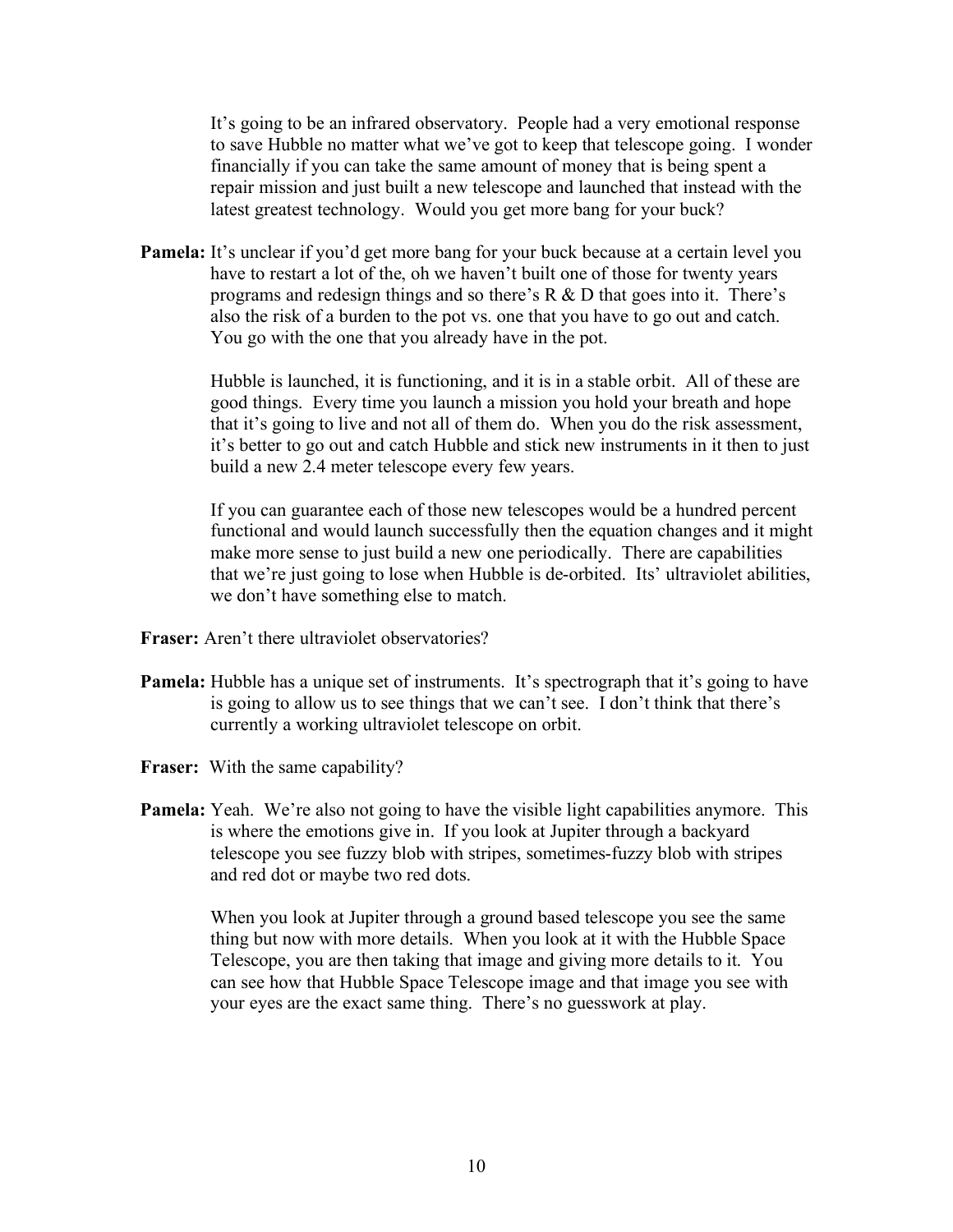It's going to be an infrared observatory. People had a very emotional response to save Hubble no matter what we've got to keep that telescope going. I wonder financially if you can take the same amount of money that is being spent a repair mission and just built a new telescope and launched that instead with the latest greatest technology. Would you get more bang for your buck?

**Pamela:** It's unclear if you'd get more bang for your buck because at a certain level you have to restart a lot of the, oh we haven't built one of those for twenty years programs and redesign things and so there's R & D that goes into it. There's also the risk of a burden to the pot vs. one that you have to go out and catch. You go with the one that you already have in the pot.

Hubble is launched, it is functioning, and it is in a stable orbit. All of these are good things. Every time you launch a mission you hold your breath and hope that it's going to live and not all of them do. When you do the risk assessment, it's better to go out and catch Hubble and stick new instruments in it then to just build a new 2.4 meter telescope every few years.

If you can guarantee each of those new telescopes would be a hundred percent functional and would launch successfully then the equation changes and it might make more sense to just build a new one periodically. There are capabilities that we're just going to lose when Hubble is de-orbited. Its' ultraviolet abilities, we don't have something else to match.

**Fraser:** Aren't there ultraviolet observatories?

**Pamela:** Hubble has a unique set of instruments. It's spectrograph that it's going to have is going to allow us to see things that we can't see. I don't think that there's currently a working ultraviolet telescope on orbit.

**Fraser:** With the same capability?

**Pamela:** Yeah. We're also not going to have the visible light capabilities anymore. This is where the emotions give in. If you look at Jupiter through a backyard telescope you see fuzzy blob with stripes, sometimes-fuzzy blob with stripes and red dot or maybe two red dots.

When you look at Jupiter through a ground based telescope you see the same thing but now with more details. When you look at it with the Hubble Space Telescope, you are then taking that image and giving more details to it. You can see how that Hubble Space Telescope image and that image you see with your eyes are the exact same thing. There's no guesswork at play.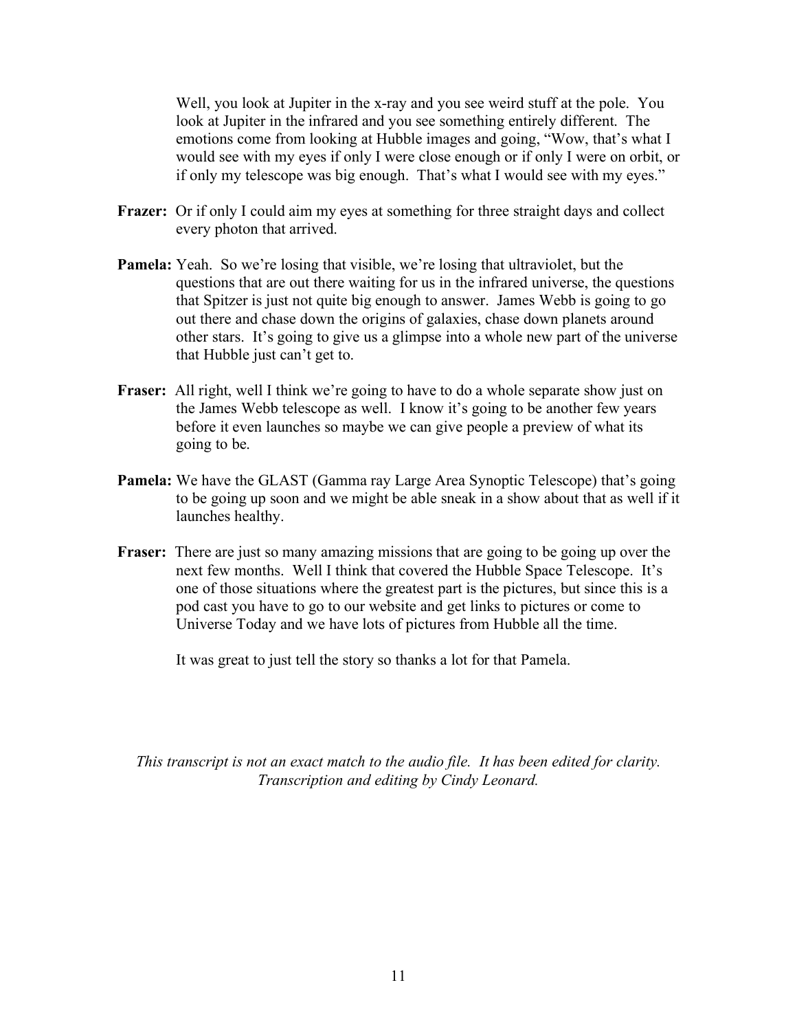Well, you look at Jupiter in the x-ray and you see weird stuff at the pole. You look at Jupiter in the infrared and you see something entirely different. The emotions come from looking at Hubble images and going, "Wow, that's what I would see with my eyes if only I were close enough or if only I were on orbit, or if only my telescope was big enough. That's what I would see with my eyes."

**Frazer:** Or if only I could aim my eyes at something for three straight days and collect every photon that arrived.

**Pamela:** Yeah. So we're losing that visible, we're losing that ultraviolet, but the questions that are out there waiting for us in the infrared universe, the questions that Spitzer is just not quite big enough to answer. James Webb is going to go out there and chase down the origins of galaxies, chase down planets around other stars. It's going to give us a glimpse into a whole new part of the universe that Hubble just can't get to.

**Fraser:** All right, well I think we're going to have to do a whole separate show just on the James Webb telescope as well. I know it's going to be another few years before it even launches so maybe we can give people a preview of what its going to be.

**Pamela:** We have the GLAST (Gamma ray Large Area Synoptic Telescope) that's going to be going up soon and we might be able sneak in a show about that as well if it launches healthy.

**Fraser:** There are just so many amazing missions that are going to be going up over the next few months. Well I think that covered the Hubble Space Telescope. It's one of those situations where the greatest part is the pictures, but since this is a pod cast you have to go to our website and get links to pictures or come to Universe Today and we have lots of pictures from Hubble all the time.

It was great to just tell the story so thanks a lot for that Pamela.

*This transcript is not an exact match to the audio file. It has been edited for clarity. Transcription and editing by Cindy Leonard.*